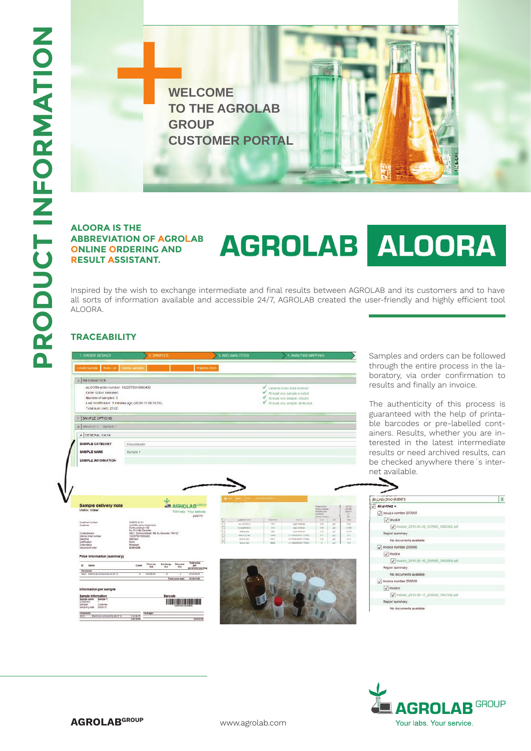# PRODUCT INFORMATION

## WELCOME TO THE AGROLAB GROUP CUSTOMER PORTAL

**ALOORA IS THE ABBREVIATION OF AGROLAB ONLINE ORDERING AND RESULT ASSISTANT.**

# AGROLAB ALOORA

Inspired by the wish to exchange intermediate and final results between AGROLAB and its customers and to have all sorts of information available and accessible 24/7, AGROLAB created the user-friendly and highly efficient tool ALOORA.

## TRACEABILITY

Samples and orders can be followed through the entire process in the laboratory, via order confirmation to results and finally an invoice.

The authenticity of this process is guaranteed with the help of printable barcodes or pre-labelled containers. Results, whether you are interested in the latest intermediate results or need archived results, can be checked anywhere there´s internet available.

AGROLAB[GROUP]

www.agrolab.com

AGROLAB GROUP
Your labs. Your service.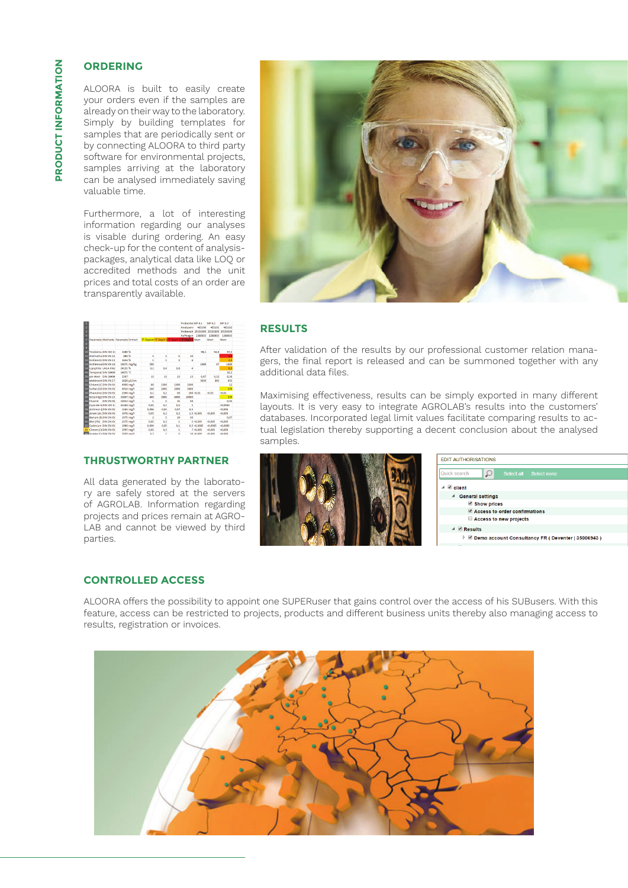## ORDERING

ALOORA is built to easily create your orders even if the samples are already on their way to the laboratory. Simply by building templates for samples that are periodically sent or by connecting ALOORA to third party software for environmental projects, samples arriving at the laboratory can be analysed immediately saving valuable time.

Furthermore, a lot of interesting information regarding our analyses is visable during ordering. An easy check-up for the content of analysis-packages, analytical data like LOQ or accredited methods and the unit prices and total costs of an order are transparently available.

## THRUSTWORTHY PARTNER

All data generated by the laboratory are safely stored at the servers of AGROLAB. Information regarding projects and prices remain at AGROLAB and cannot be viewed by third parties.

## RESULTS

After validation of the results by our professional customer relation managers, the final report is released and can be summoned together with any additional data files.

Maximising effectiveness, results can be simply exported in many different layouts. It is very easy to integrate AGROLAB's results into the customers' databases. Incorporated legal limit values facilitate comparing results to actual legislation thereby supporting a decent conclusion about the analysed samples.

## CONTROLLED ACCESS

ALOORA offers the possibility to appoint one SUPERuser that gains control over the access of his SUBusers. With this feature, access can be restricted to projects, products and different business units thereby also managing access to results, registration or invoices.